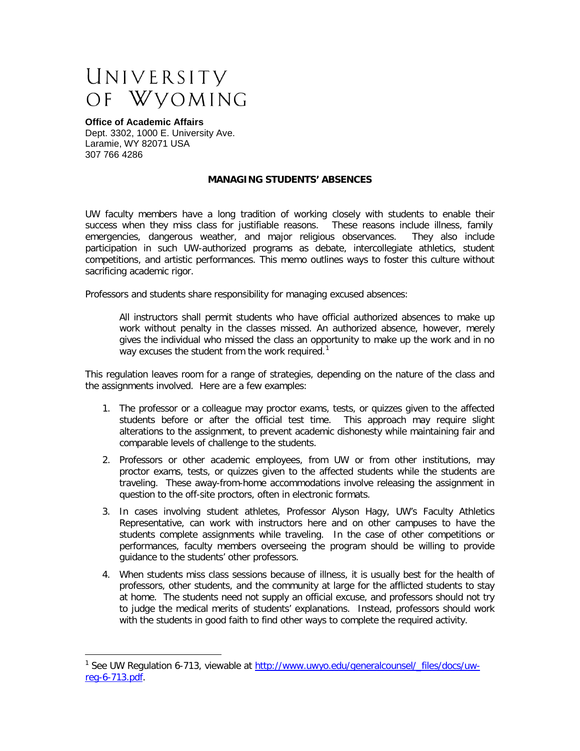# UNIVERSITY OF WYOMING

**Office of Academic Affairs**
Dept. 3302, 1000 E. University Ave.
Laramie, WY 82071 USA
307 766 4286

## MANAGING STUDENTS' ABSENCES

UW faculty members have a long tradition of working closely with students to enable their success when they miss class for justifiable reasons. These reasons include illness, family emergencies, dangerous weather, and major religious observances. They also include participation in such UW-authorized programs as debate, intercollegiate athletics, student competitions, and artistic performances. This memo outlines ways to foster this culture without sacrificing academic rigor.

Professors and students share responsibility for managing excused absences:

> All instructors shall permit students who have official authorized absences to make up work without penalty in the classes missed. An authorized absence, however, merely gives the individual who missed the class an opportunity to make up the work and in no way excuses the student from the work required.[1]

This regulation leaves room for a range of strategies, depending on the nature of the class and the assignments involved. Here are a few examples:

1. The professor or a colleague may proctor exams, tests, or quizzes given to the affected students before or after the official test time. This approach may require slight alterations to the assignment, to prevent academic dishonesty while maintaining fair and comparable levels of challenge to the students.
2. Professors or other academic employees, from UW or from other institutions, may proctor exams, tests, or quizzes given to the affected students while the students are traveling. These away-from-home accommodations involve releasing the assignment in question to the off-site proctors, often in electronic formats.
3. In cases involving student athletes, Professor Alyson Hagy, UW's Faculty Athletics Representative, can work with instructors here and on other campuses to have the students complete assignments while traveling. In the case of other competitions or performances, faculty members overseeing the program should be willing to provide guidance to the students' other professors.
4. When students miss class sessions because of illness, it is usually best for the health of professors, other students, and the community at large for the afflicted students to stay at home. The students need not supply an official excuse, and professors should not try to judge the medical merits of students' explanations. Instead, professors should work with the students in good faith to find other ways to complete the required activity.

---

[1] See UW Regulation 6-713, viewable at http://www.uwyo.edu/generalcounsel/_files/docs/uw-reg-6-713.pdf.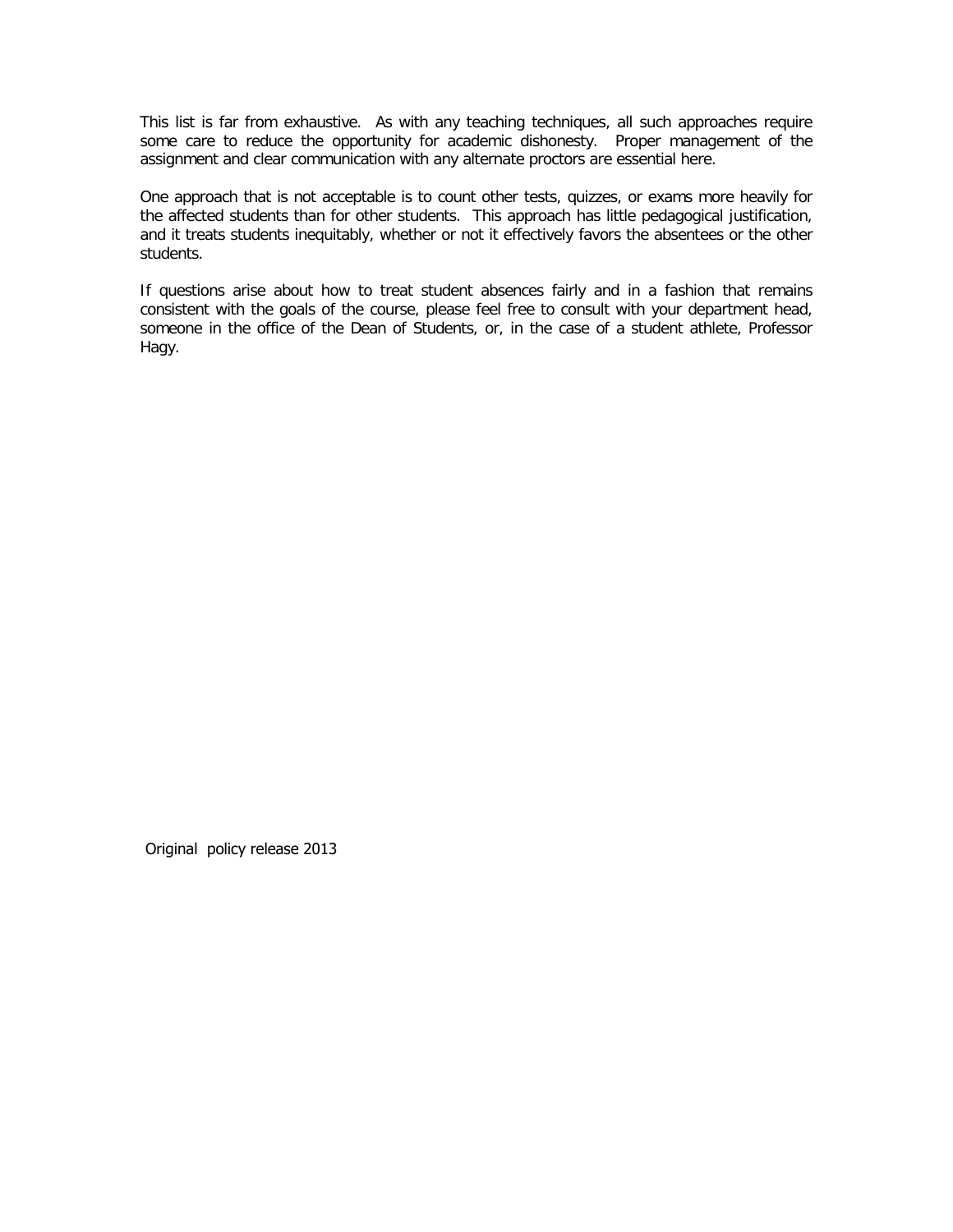This list is far from exhaustive. As with any teaching techniques, all such approaches require some care to reduce the opportunity for academic dishonesty. Proper management of the assignment and clear communication with any alternate proctors are essential here.

One approach that is not acceptable is to count other tests, quizzes, or exams more heavily for the affected students than for other students. This approach has little pedagogical justification, and it treats students inequitably, whether or not it effectively favors the absentees or the other students.

If questions arise about how to treat student absences fairly and in a fashion that remains consistent with the goals of the course, please feel free to consult with your department head, someone in the office of the Dean of Students, or, in the case of a student athlete, Professor Hagy.

Original policy release 2013